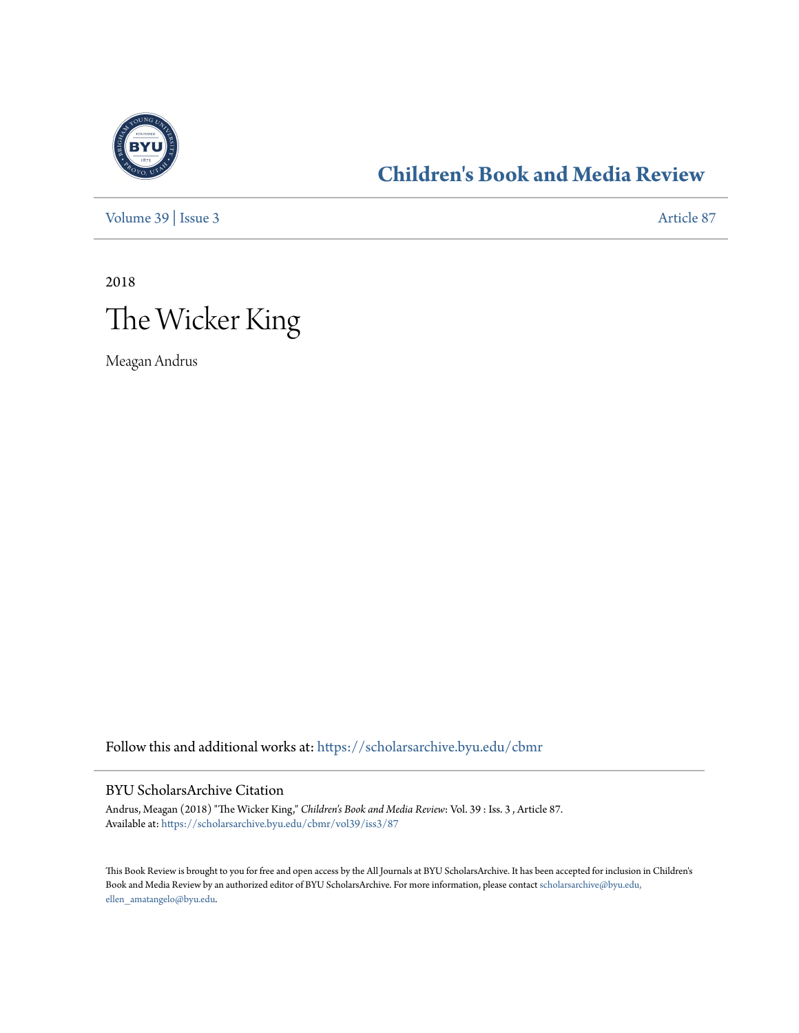# Children's Book and Media Review

Volume 39 | Issue 3

Article 87

2018

# The Wicker King

Meagan Andrus

Follow this and additional works at: https://scholarsarchive.byu.edu/cbmr

## BYU ScholarsArchive Citation

Andrus, Meagan (2018) "The Wicker King," *Children's Book and Media Review*: Vol. 39 : Iss. 3 , Article 87.
Available at: https://scholarsarchive.byu.edu/cbmr/vol39/iss3/87

This Book Review is brought to you for free and open access by the All Journals at BYU ScholarsArchive. It has been accepted for inclusion in Children's Book and Media Review by an authorized editor of BYU ScholarsArchive. For more information, please contact scholarsarchive@byu.edu, ellen_amatangelo@byu.edu.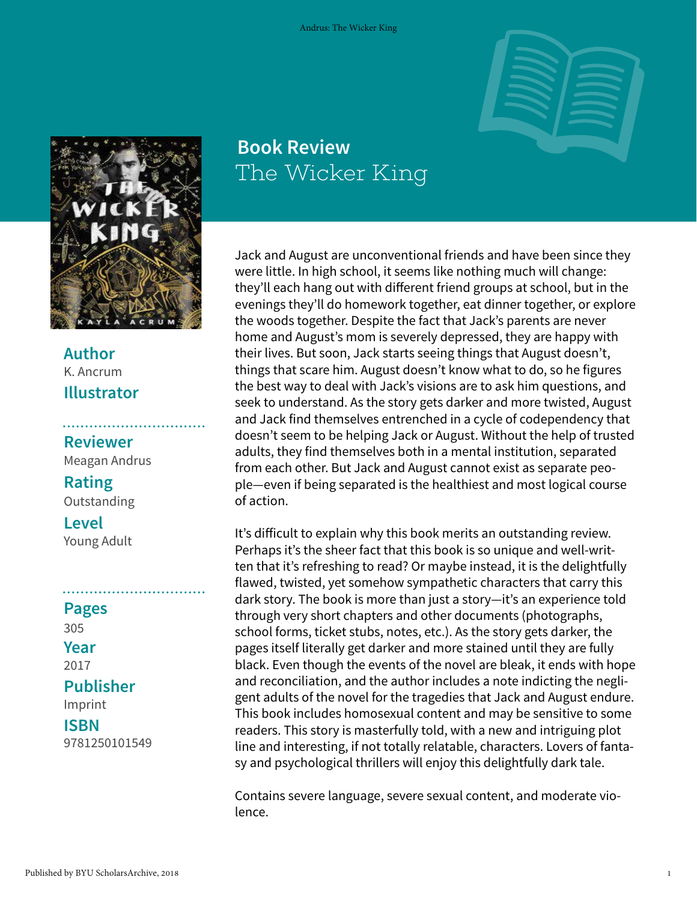## Book Review

# The Wicker King

**Author**
K. Ancrum

**Illustrator**

**Reviewer**
Meagan Andrus

**Rating**
Outstanding

**Level**
Young Adult

**Pages**
305

**Year**
2017

**Publisher**
Imprint

**ISBN**
9781250101549

Jack and August are unconventional friends and have been since they were little. In high school, it seems like nothing much will change: they'll each hang out with different friend groups at school, but in the evenings they'll do homework together, eat dinner together, or explore the woods together. Despite the fact that Jack's parents are never home and August's mom is severely depressed, they are happy with their lives. But soon, Jack starts seeing things that August doesn't, things that scare him. August doesn't know what to do, so he figures the best way to deal with Jack's visions are to ask him questions, and seek to understand. As the story gets darker and more twisted, August and Jack find themselves entrenched in a cycle of codependency that doesn't seem to be helping Jack or August. Without the help of trusted adults, they find themselves both in a mental institution, separated from each other. But Jack and August cannot exist as separate people—even if being separated is the healthiest and most logical course of action.

It's difficult to explain why this book merits an outstanding review. Perhaps it's the sheer fact that this book is so unique and well-written that it's refreshing to read? Or maybe instead, it is the delightfully flawed, twisted, yet somehow sympathetic characters that carry this dark story. The book is more than just a story—it's an experience told through very short chapters and other documents (photographs, school forms, ticket stubs, notes, etc.). As the story gets darker, the pages itself literally get darker and more stained until they are fully black. Even though the events of the novel are bleak, it ends with hope and reconciliation, and the author includes a note indicting the negligent adults of the novel for the tragedies that Jack and August endure. This book includes homosexual content and may be sensitive to some readers. This story is masterfully told, with a new and intriguing plot line and interesting, if not totally relatable, characters. Lovers of fantasy and psychological thrillers will enjoy this delightfully dark tale.

Contains severe language, severe sexual content, and moderate violence.